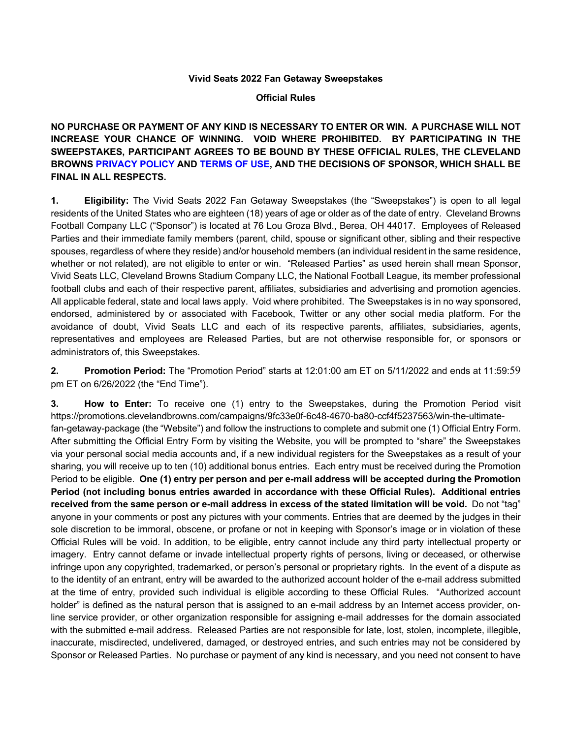**Vivid Seats 2022 Fan Getaway Sweepstakes**

**Official Rules**

**NO PURCHASE OR PAYMENT OF ANY KIND IS NECESSARY TO ENTER OR WIN. A PURCHASE WILL NOT INCREASE YOUR CHANCE OF WINNING. VOID WHERE PROHIBITED. BY PARTICIPATING IN THE SWEEPSTAKES, PARTICIPANT AGREES TO BE BOUND BY THESE OFFICIAL RULES, THE CLEVELAND BROWNS PRIVACY POLICY AND TERMS OF USE, AND THE DECISIONS OF SPONSOR, WHICH SHALL BE FINAL IN ALL RESPECTS.**

**1. Eligibility:** The Vivid Seats 2022 Fan Getaway Sweepstakes (the "Sweepstakes") is open to all legal residents of the United States who are eighteen (18) years of age or older as of the date of entry. Cleveland Browns Football Company LLC ("Sponsor") is located at 76 Lou Groza Blvd., Berea, OH 44017. Employees of Released Parties and their immediate family members (parent, child, spouse or significant other, sibling and their respective spouses, regardless of where they reside) and/or household members (an individual resident in the same residence, whether or not related), are not eligible to enter or win. "Released Parties" as used herein shall mean Sponsor, Vivid Seats LLC, Cleveland Browns Stadium Company LLC, the National Football League, its member professional football clubs and each of their respective parent, affiliates, subsidiaries and advertising and promotion agencies. All applicable federal, state and local laws apply. Void where prohibited. The Sweepstakes is in no way sponsored, endorsed, administered by or associated with Facebook, Twitter or any other social media platform. For the avoidance of doubt, Vivid Seats LLC and each of its respective parents, affiliates, subsidiaries, agents, representatives and employees are Released Parties, but are not otherwise responsible for, or sponsors or administrators of, this Sweepstakes.

**2. Promotion Period:** The "Promotion Period" starts at 12:01:00 am ET on 5/11/2022 and ends at 11:59:59 pm ET on 6/26/2022 (the "End Time").

**3. How to Enter:** To receive one (1) entry to the Sweepstakes, during the Promotion Period visit https://promotions.clevelandbrowns.com/campaigns/9fc33e0f-6c48-4670-ba80-ccf4f5237563/win-the-ultimate-fan-getaway-package (the "Website") and follow the instructions to complete and submit one (1) Official Entry Form. After submitting the Official Entry Form by visiting the Website, you will be prompted to "share" the Sweepstakes via your personal social media accounts and, if a new individual registers for the Sweepstakes as a result of your sharing, you will receive up to ten (10) additional bonus entries. Each entry must be received during the Promotion Period to be eligible. **One (1) entry per person and per e-mail address will be accepted during the Promotion Period (not including bonus entries awarded in accordance with these Official Rules). Additional entries received from the same person or e-mail address in excess of the stated limitation will be void.** Do not "tag" anyone in your comments or post any pictures with your comments. Entries that are deemed by the judges in their sole discretion to be immoral, obscene, or profane or not in keeping with Sponsor's image or in violation of these Official Rules will be void. In addition, to be eligible, entry cannot include any third party intellectual property or imagery. Entry cannot defame or invade intellectual property rights of persons, living or deceased, or otherwise infringe upon any copyrighted, trademarked, or person's personal or proprietary rights. In the event of a dispute as to the identity of an entrant, entry will be awarded to the authorized account holder of the e-mail address submitted at the time of entry, provided such individual is eligible according to these Official Rules. "Authorized account holder" is defined as the natural person that is assigned to an e-mail address by an Internet access provider, on-line service provider, or other organization responsible for assigning e-mail addresses for the domain associated with the submitted e-mail address. Released Parties are not responsible for late, lost, stolen, incomplete, illegible, inaccurate, misdirected, undelivered, damaged, or destroyed entries, and such entries may not be considered by Sponsor or Released Parties. No purchase or payment of any kind is necessary, and you need not consent to have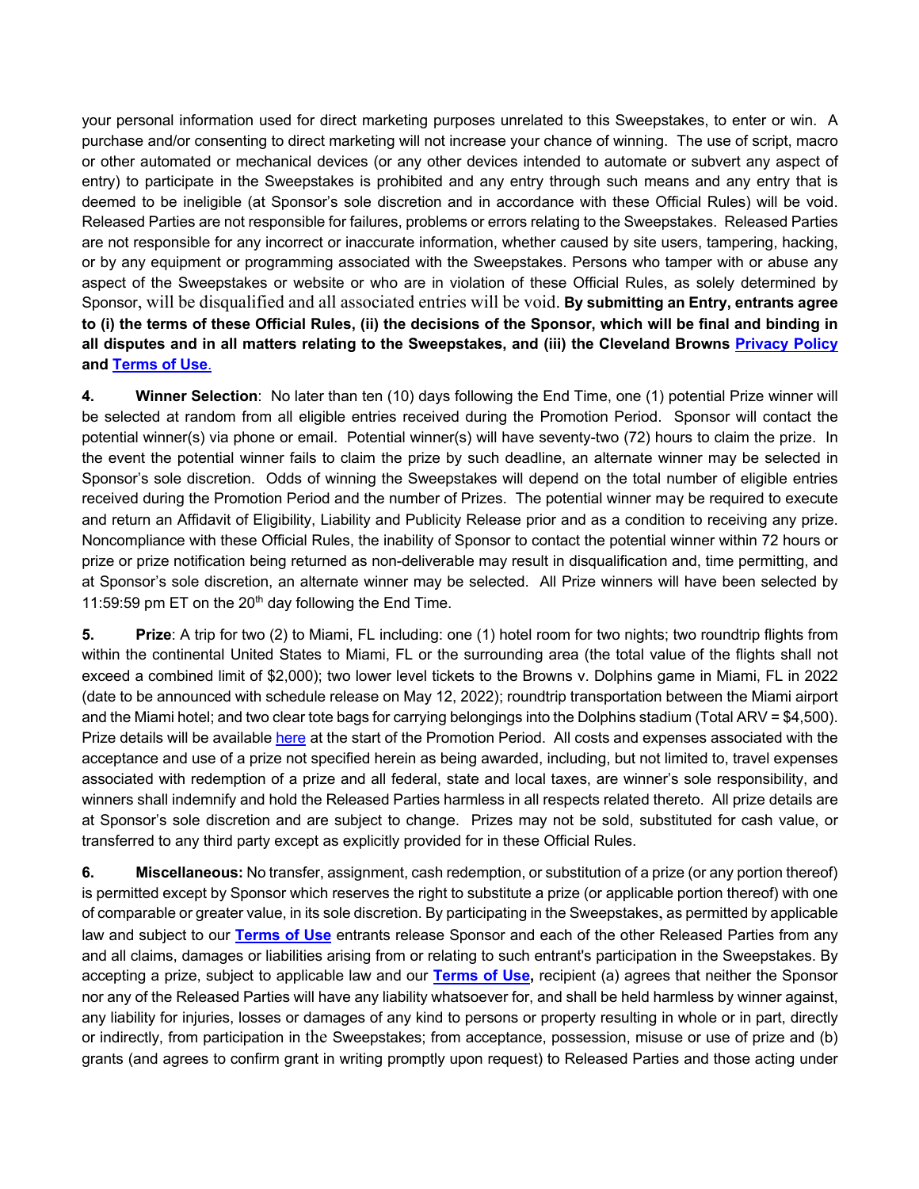your personal information used for direct marketing purposes unrelated to this Sweepstakes, to enter or win. A purchase and/or consenting to direct marketing will not increase your chance of winning. The use of script, macro or other automated or mechanical devices (or any other devices intended to automate or subvert any aspect of entry) to participate in the Sweepstakes is prohibited and any entry through such means and any entry that is deemed to be ineligible (at Sponsor's sole discretion and in accordance with these Official Rules) will be void. Released Parties are not responsible for failures, problems or errors relating to the Sweepstakes. Released Parties are not responsible for any incorrect or inaccurate information, whether caused by site users, tampering, hacking, or by any equipment or programming associated with the Sweepstakes. Persons who tamper with or abuse any aspect of the Sweepstakes or website or who are in violation of these Official Rules, as solely determined by Sponsor, will be disqualified and all associated entries will be void. **By submitting an Entry, entrants agree to (i) the terms of these Official Rules, (ii) the decisions of the Sponsor, which will be final and binding in all disputes and in all matters relating to the Sweepstakes, and (iii) the Cleveland Browns Privacy Policy and Terms of Use.**

**4. Winner Selection**: No later than ten (10) days following the End Time, one (1) potential Prize winner will be selected at random from all eligible entries received during the Promotion Period. Sponsor will contact the potential winner(s) via phone or email. Potential winner(s) will have seventy-two (72) hours to claim the prize. In the event the potential winner fails to claim the prize by such deadline, an alternate winner may be selected in Sponsor's sole discretion. Odds of winning the Sweepstakes will depend on the total number of eligible entries received during the Promotion Period and the number of Prizes. The potential winner may be required to execute and return an Affidavit of Eligibility, Liability and Publicity Release prior and as a condition to receiving any prize. Noncompliance with these Official Rules, the inability of Sponsor to contact the potential winner within 72 hours or prize or prize notification being returned as non-deliverable may result in disqualification and, time permitting, and at Sponsor's sole discretion, an alternate winner may be selected. All Prize winners will have been selected by 11:59:59 pm ET on the 20th day following the End Time.

**5. Prize**: A trip for two (2) to Miami, FL including: one (1) hotel room for two nights; two roundtrip flights from within the continental United States to Miami, FL or the surrounding area (the total value of the flights shall not exceed a combined limit of $2,000); two lower level tickets to the Browns v. Dolphins game in Miami, FL in 2022 (date to be announced with schedule release on May 12, 2022); roundtrip transportation between the Miami airport and the Miami hotel; and two clear tote bags for carrying belongings into the Dolphins stadium (Total ARV = $4,500). Prize details will be available here at the start of the Promotion Period. All costs and expenses associated with the acceptance and use of a prize not specified herein as being awarded, including, but not limited to, travel expenses associated with redemption of a prize and all federal, state and local taxes, are winner's sole responsibility, and winners shall indemnify and hold the Released Parties harmless in all respects related thereto. All prize details are at Sponsor's sole discretion and are subject to change. Prizes may not be sold, substituted for cash value, or transferred to any third party except as explicitly provided for in these Official Rules.

**6. Miscellaneous:** No transfer, assignment, cash redemption, or substitution of a prize (or any portion thereof) is permitted except by Sponsor which reserves the right to substitute a prize (or applicable portion thereof) with one of comparable or greater value, in its sole discretion. By participating in the Sweepstakes, as permitted by applicable law and subject to our **Terms of Use** entrants release Sponsor and each of the other Released Parties from any and all claims, damages or liabilities arising from or relating to such entrant's participation in the Sweepstakes. By accepting a prize, subject to applicable law and our **Terms of Use,** recipient (a) agrees that neither the Sponsor nor any of the Released Parties will have any liability whatsoever for, and shall be held harmless by winner against, any liability for injuries, losses or damages of any kind to persons or property resulting in whole or in part, directly or indirectly, from participation in the Sweepstakes; from acceptance, possession, misuse or use of prize and (b) grants (and agrees to confirm grant in writing promptly upon request) to Released Parties and those acting under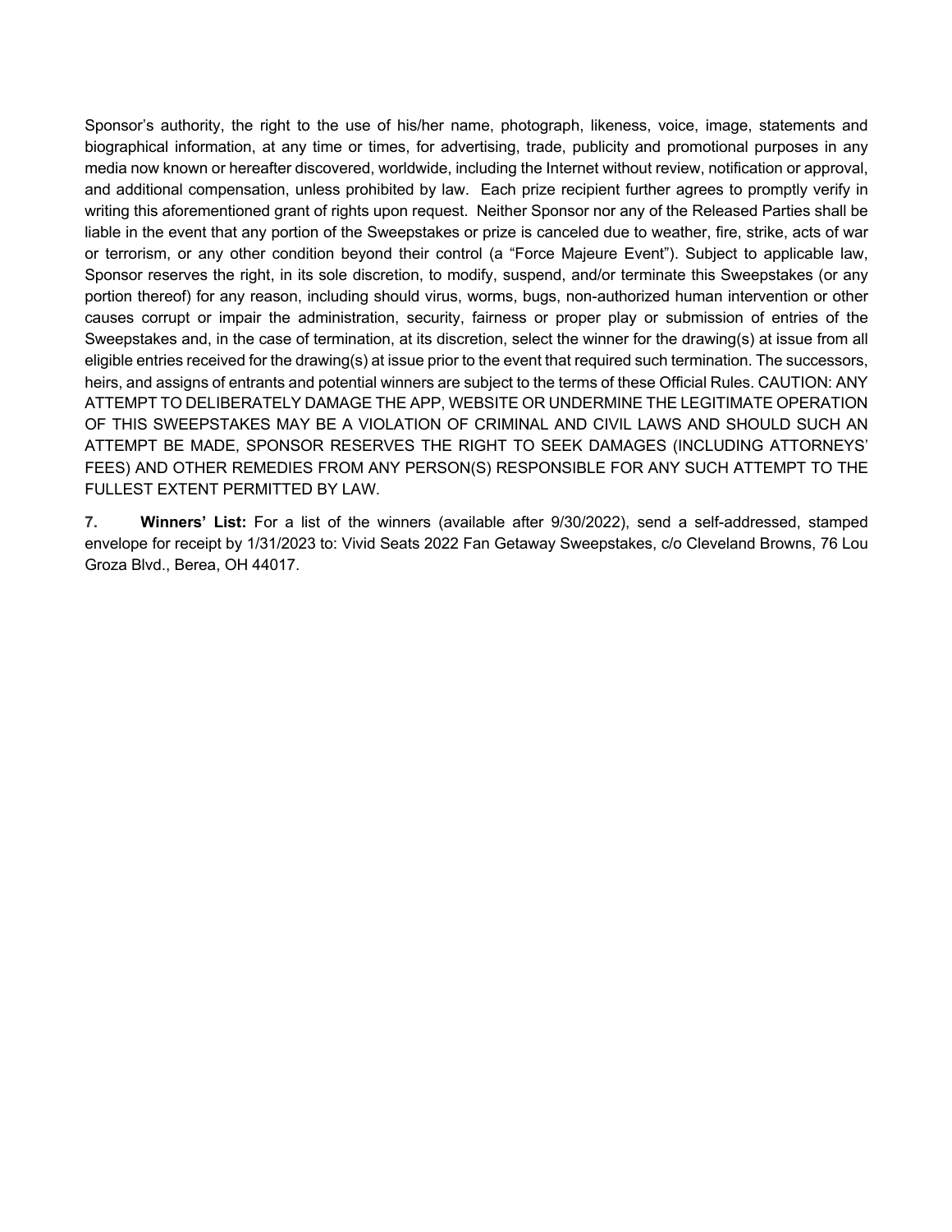Sponsor's authority, the right to the use of his/her name, photograph, likeness, voice, image, statements and biographical information, at any time or times, for advertising, trade, publicity and promotional purposes in any media now known or hereafter discovered, worldwide, including the Internet without review, notification or approval, and additional compensation, unless prohibited by law. Each prize recipient further agrees to promptly verify in writing this aforementioned grant of rights upon request. Neither Sponsor nor any of the Released Parties shall be liable in the event that any portion of the Sweepstakes or prize is canceled due to weather, fire, strike, acts of war or terrorism, or any other condition beyond their control (a "Force Majeure Event"). Subject to applicable law, Sponsor reserves the right, in its sole discretion, to modify, suspend, and/or terminate this Sweepstakes (or any portion thereof) for any reason, including should virus, worms, bugs, non-authorized human intervention or other causes corrupt or impair the administration, security, fairness or proper play or submission of entries of the Sweepstakes and, in the case of termination, at its discretion, select the winner for the drawing(s) at issue from all eligible entries received for the drawing(s) at issue prior to the event that required such termination. The successors, heirs, and assigns of entrants and potential winners are subject to the terms of these Official Rules. CAUTION: ANY ATTEMPT TO DELIBERATELY DAMAGE THE APP, WEBSITE OR UNDERMINE THE LEGITIMATE OPERATION OF THIS SWEEPSTAKES MAY BE A VIOLATION OF CRIMINAL AND CIVIL LAWS AND SHOULD SUCH AN ATTEMPT BE MADE, SPONSOR RESERVES THE RIGHT TO SEEK DAMAGES (INCLUDING ATTORNEYS' FEES) AND OTHER REMEDIES FROM ANY PERSON(S) RESPONSIBLE FOR ANY SUCH ATTEMPT TO THE FULLEST EXTENT PERMITTED BY LAW.

**7. Winners' List:** For a list of the winners (available after 9/30/2022), send a self-addressed, stamped envelope for receipt by 1/31/2023 to: Vivid Seats 2022 Fan Getaway Sweepstakes, c/o Cleveland Browns, 76 Lou Groza Blvd., Berea, OH 44017.